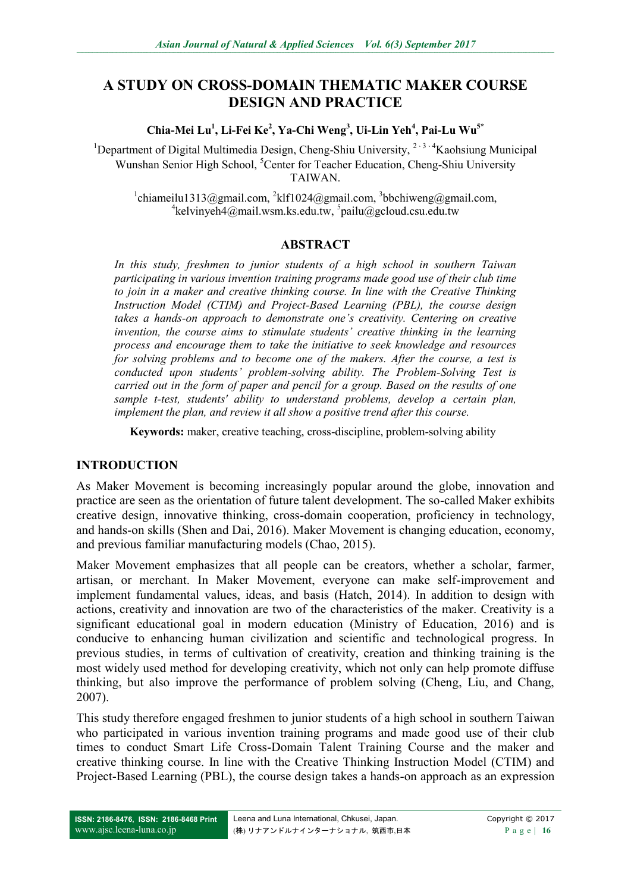# A STUDY ON CROSS-DOMAIN THEMATIC MAKER COURSE DESIGN AND PRACTICE

**Chia-Mei Lu[1], Li-Fei Ke[2], Ya-Chi Weng[3], Ui-Lin Yeh[4], Pai-Lu Wu[5*]**

[1]Department of Digital Multimedia Design, Cheng-Shiu University, [2、3、4]Kaohsiung Municipal Wunshan Senior High School, [5]Center for Teacher Education, Cheng-Shiu University TAIWAN.

[1]chiameilu1313@gmail.com, [2]klf1024@gmail.com, [3]bbchiweng@gmail.com, [4]kelvinyeh4@mail.wsm.ks.edu.tw, [5]pailu@gcloud.csu.edu.tw

## ABSTRACT

*In this study, freshmen to junior students of a high school in southern Taiwan participating in various invention training programs made good use of their club time to join in a maker and creative thinking course. In line with the Creative Thinking Instruction Model (CTIM) and Project-Based Learning (PBL), the course design takes a hands-on approach to demonstrate one's creativity. Centering on creative invention, the course aims to stimulate students' creative thinking in the learning process and encourage them to take the initiative to seek knowledge and resources for solving problems and to become one of the makers. After the course, a test is conducted upon students' problem-solving ability. The Problem-Solving Test is carried out in the form of paper and pencil for a group. Based on the results of one sample t-test, students' ability to understand problems, develop a certain plan, implement the plan, and review it all show a positive trend after this course.*

**Keywords:** maker, creative teaching, cross-discipline, problem-solving ability

## INTRODUCTION

As Maker Movement is becoming increasingly popular around the globe, innovation and practice are seen as the orientation of future talent development. The so-called Maker exhibits creative design, innovative thinking, cross-domain cooperation, proficiency in technology, and hands-on skills (Shen and Dai, 2016). Maker Movement is changing education, economy, and previous familiar manufacturing models (Chao, 2015).

Maker Movement emphasizes that all people can be creators, whether a scholar, farmer, artisan, or merchant. In Maker Movement, everyone can make self-improvement and implement fundamental values, ideas, and basis (Hatch, 2014). In addition to design with actions, creativity and innovation are two of the characteristics of the maker. Creativity is a significant educational goal in modern education (Ministry of Education, 2016) and is conducive to enhancing human civilization and scientific and technological progress. In previous studies, in terms of cultivation of creativity, creation and thinking training is the most widely used method for developing creativity, which not only can help promote diffuse thinking, but also improve the performance of problem solving (Cheng, Liu, and Chang, 2007).

This study therefore engaged freshmen to junior students of a high school in southern Taiwan who participated in various invention training programs and made good use of their club times to conduct Smart Life Cross-Domain Talent Training Course and the maker and creative thinking course. In line with the Creative Thinking Instruction Model (CTIM) and Project-Based Learning (PBL), the course design takes a hands-on approach as an expression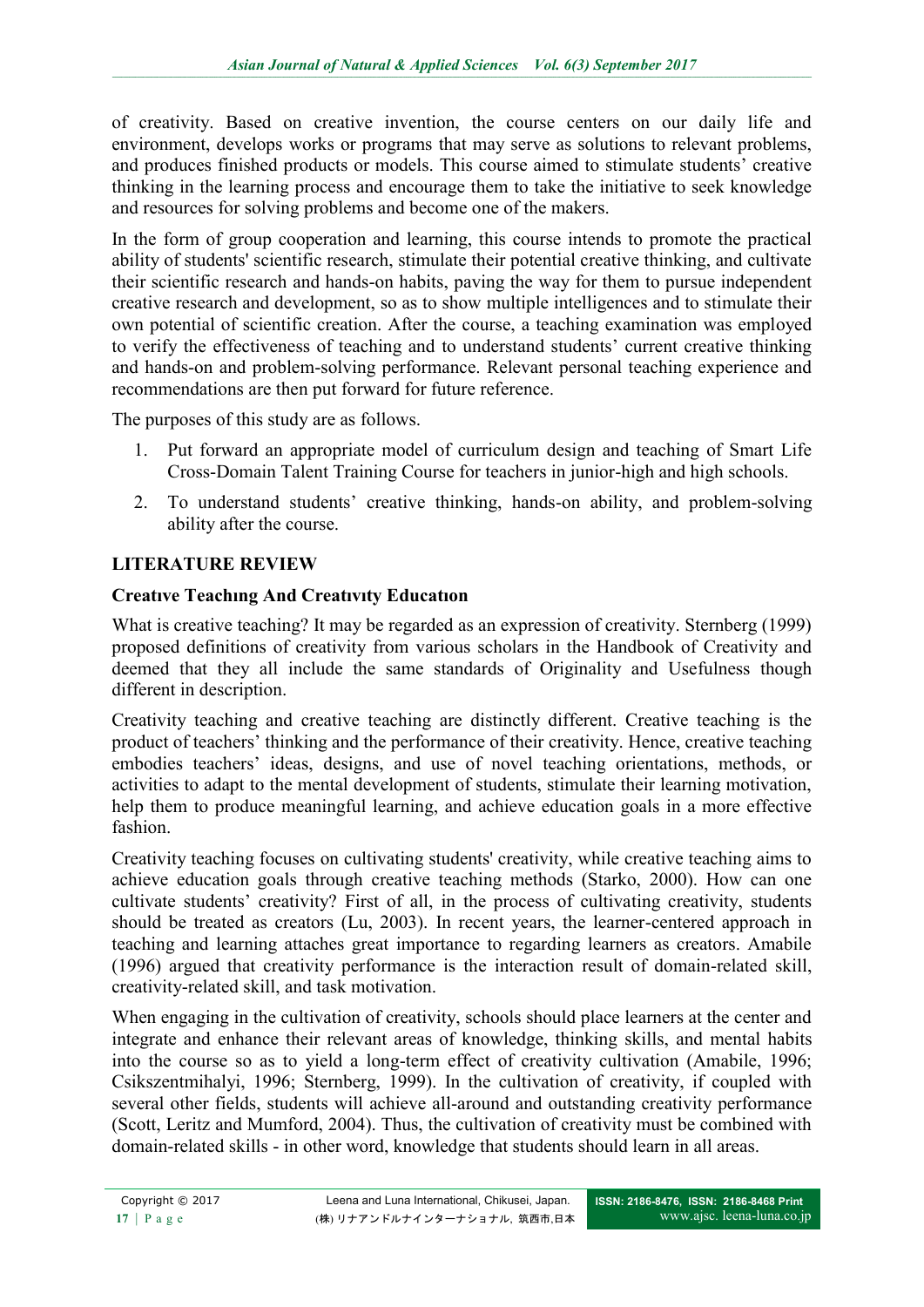of creativity. Based on creative invention, the course centers on our daily life and environment, develops works or programs that may serve as solutions to relevant problems, and produces finished products or models. This course aimed to stimulate students' creative thinking in the learning process and encourage them to take the initiative to seek knowledge and resources for solving problems and become one of the makers.

In the form of group cooperation and learning, this course intends to promote the practical ability of students' scientific research, stimulate their potential creative thinking, and cultivate their scientific research and hands-on habits, paving the way for them to pursue independent creative research and development, so as to show multiple intelligences and to stimulate their own potential of scientific creation. After the course, a teaching examination was employed to verify the effectiveness of teaching and to understand students' current creative thinking and hands-on and problem-solving performance. Relevant personal teaching experience and recommendations are then put forward for future reference.

The purposes of this study are as follows.

1. Put forward an appropriate model of curriculum design and teaching of Smart Life Cross-Domain Talent Training Course for teachers in junior-high and high schools.
2. To understand students' creative thinking, hands-on ability, and problem-solving ability after the course.

## LITERATURE REVIEW

### Creatıve Teachıng And Creatıvıty Educatıon

What is creative teaching? It may be regarded as an expression of creativity. Sternberg (1999) proposed definitions of creativity from various scholars in the Handbook of Creativity and deemed that they all include the same standards of Originality and Usefulness though different in description.

Creativity teaching and creative teaching are distinctly different. Creative teaching is the product of teachers' thinking and the performance of their creativity. Hence, creative teaching embodies teachers' ideas, designs, and use of novel teaching orientations, methods, or activities to adapt to the mental development of students, stimulate their learning motivation, help them to produce meaningful learning, and achieve education goals in a more effective fashion.

Creativity teaching focuses on cultivating students' creativity, while creative teaching aims to achieve education goals through creative teaching methods (Starko, 2000). How can one cultivate students' creativity? First of all, in the process of cultivating creativity, students should be treated as creators (Lu, 2003). In recent years, the learner-centered approach in teaching and learning attaches great importance to regarding learners as creators. Amabile (1996) argued that creativity performance is the interaction result of domain-related skill, creativity-related skill, and task motivation.

When engaging in the cultivation of creativity, schools should place learners at the center and integrate and enhance their relevant areas of knowledge, thinking skills, and mental habits into the course so as to yield a long-term effect of creativity cultivation (Amabile, 1996; Csikszentmihalyi, 1996; Sternberg, 1999). In the cultivation of creativity, if coupled with several other fields, students will achieve all-around and outstanding creativity performance (Scott, Leritz and Mumford, 2004). Thus, the cultivation of creativity must be combined with domain-related skills - in other word, knowledge that students should learn in all areas.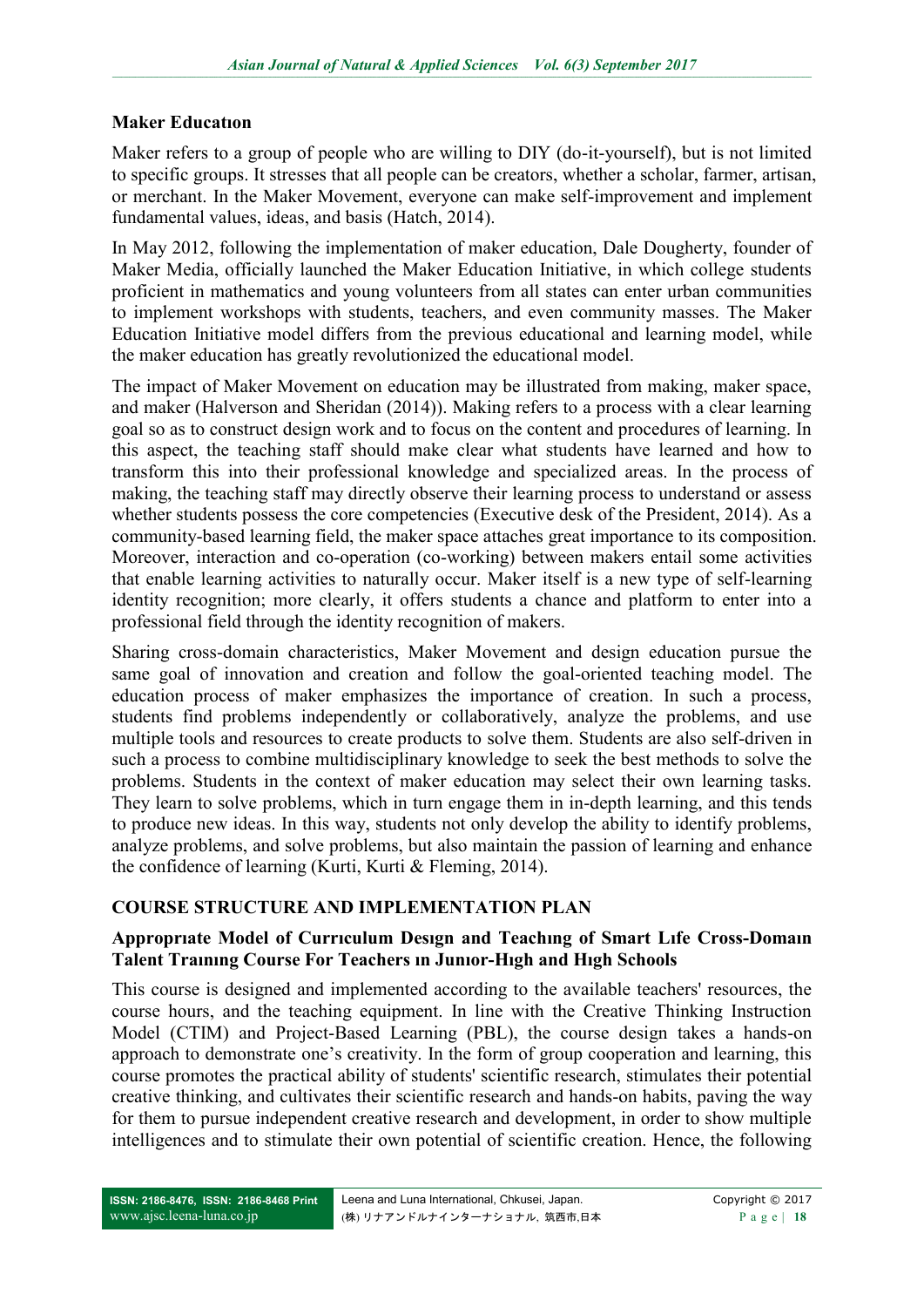### Maker Educatıon

Maker refers to a group of people who are willing to DIY (do-it-yourself), but is not limited to specific groups. It stresses that all people can be creators, whether a scholar, farmer, artisan, or merchant. In the Maker Movement, everyone can make self-improvement and implement fundamental values, ideas, and basis (Hatch, 2014).

In May 2012, following the implementation of maker education, Dale Dougherty, founder of Maker Media, officially launched the Maker Education Initiative, in which college students proficient in mathematics and young volunteers from all states can enter urban communities to implement workshops with students, teachers, and even community masses. The Maker Education Initiative model differs from the previous educational and learning model, while the maker education has greatly revolutionized the educational model.

The impact of Maker Movement on education may be illustrated from making, maker space, and maker (Halverson and Sheridan (2014)). Making refers to a process with a clear learning goal so as to construct design work and to focus on the content and procedures of learning. In this aspect, the teaching staff should make clear what students have learned and how to transform this into their professional knowledge and specialized areas. In the process of making, the teaching staff may directly observe their learning process to understand or assess whether students possess the core competencies (Executive desk of the President, 2014). As a community-based learning field, the maker space attaches great importance to its composition. Moreover, interaction and co-operation (co-working) between makers entail some activities that enable learning activities to naturally occur. Maker itself is a new type of self-learning identity recognition; more clearly, it offers students a chance and platform to enter into a professional field through the identity recognition of makers.

Sharing cross-domain characteristics, Maker Movement and design education pursue the same goal of innovation and creation and follow the goal-oriented teaching model. The education process of maker emphasizes the importance of creation. In such a process, students find problems independently or collaboratively, analyze the problems, and use multiple tools and resources to create products to solve them. Students are also self-driven in such a process to combine multidisciplinary knowledge to seek the best methods to solve the problems. Students in the context of maker education may select their own learning tasks. They learn to solve problems, which in turn engage them in in-depth learning, and this tends to produce new ideas. In this way, students not only develop the ability to identify problems, analyze problems, and solve problems, but also maintain the passion of learning and enhance the confidence of learning (Kurti, Kurti & Fleming, 2014).

## COURSE STRUCTURE AND IMPLEMENTATION PLAN

### Approprıate Model of Currıculum Desıgn and Teachıng of Smart Lıfe Cross-Domaın Talent Traınıng Course For Teachers ın Junıor-Hıgh and Hıgh Schools

This course is designed and implemented according to the available teachers' resources, the course hours, and the teaching equipment. In line with the Creative Thinking Instruction Model (CTIM) and Project-Based Learning (PBL), the course design takes a hands-on approach to demonstrate one's creativity. In the form of group cooperation and learning, this course promotes the practical ability of students' scientific research, stimulates their potential creative thinking, and cultivates their scientific research and hands-on habits, paving the way for them to pursue independent creative research and development, in order to show multiple intelligences and to stimulate their own potential of scientific creation. Hence, the following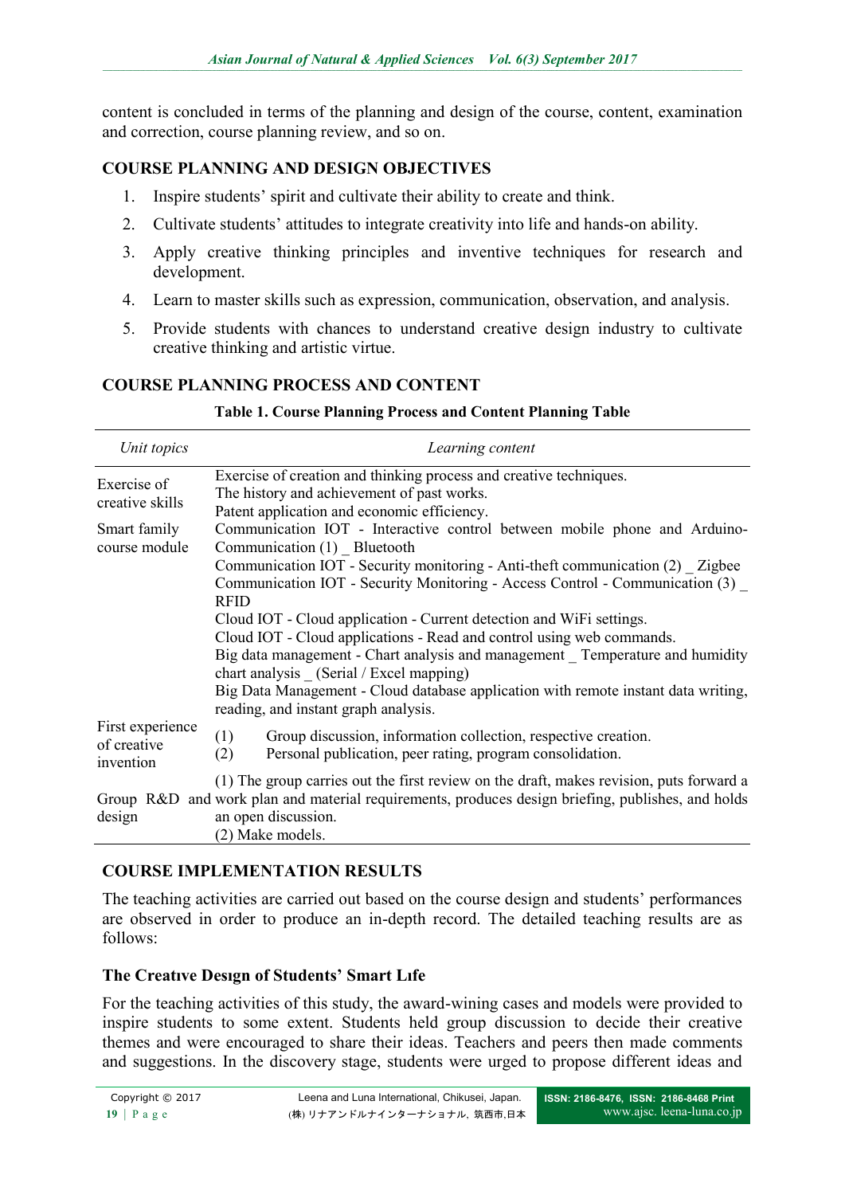content is concluded in terms of the planning and design of the course, content, examination and correction, course planning review, and so on.

## COURSE PLANNING AND DESIGN OBJECTIVES

1. Inspire students' spirit and cultivate their ability to create and think.
2. Cultivate students' attitudes to integrate creativity into life and hands-on ability.
3. Apply creative thinking principles and inventive techniques for research and development.
4. Learn to master skills such as expression, communication, observation, and analysis.
5. Provide students with chances to understand creative design industry to cultivate creative thinking and artistic virtue.

## COURSE PLANNING PROCESS AND CONTENT

**Table 1. Course Planning Process and Content Planning Table**

| *Unit topics* | *Learning content* |
|---|---|
| Exercise of creative skills | Exercise of creation and thinking process and creative techniques.<br>The history and achievement of past works.<br>Patent application and economic efficiency. |
| Smart family course module | Communication IOT - Interactive control between mobile phone and Arduino-Communication (1) _ Bluetooth<br>Communication IOT - Security monitoring - Anti-theft communication (2) _ Zigbee<br>Communication IOT - Security Monitoring - Access Control - Communication (3) _ RFID<br>Cloud IOT - Cloud application - Current detection and WiFi settings.<br>Cloud IOT - Cloud applications - Read and control using web commands.<br>Big data management - Chart analysis and management _ Temperature and humidity chart analysis _ (Serial / Excel mapping)<br>Big Data Management - Cloud database application with remote instant data writing, reading, and instant graph analysis. |
| First experience of creative invention | (1) Group discussion, information collection, respective creation.<br>(2) Personal publication, peer rating, program consolidation. |
| Group R&D design | (1) The group carries out the first review on the draft, makes revision, puts forward a work plan and material requirements, produces design briefing, publishes, and holds an open discussion.<br>(2) Make models. |

## COURSE IMPLEMENTATION RESULTS

The teaching activities are carried out based on the course design and students' performances are observed in order to produce an in-depth record. The detailed teaching results are as follows:

### The Creatıve Desıgn of Students' Smart Lıfe

For the teaching activities of this study, the award-wining cases and models were provided to inspire students to some extent. Students held group discussion to decide their creative themes and were encouraged to share their ideas. Teachers and peers then made comments and suggestions. In the discovery stage, students were urged to propose different ideas and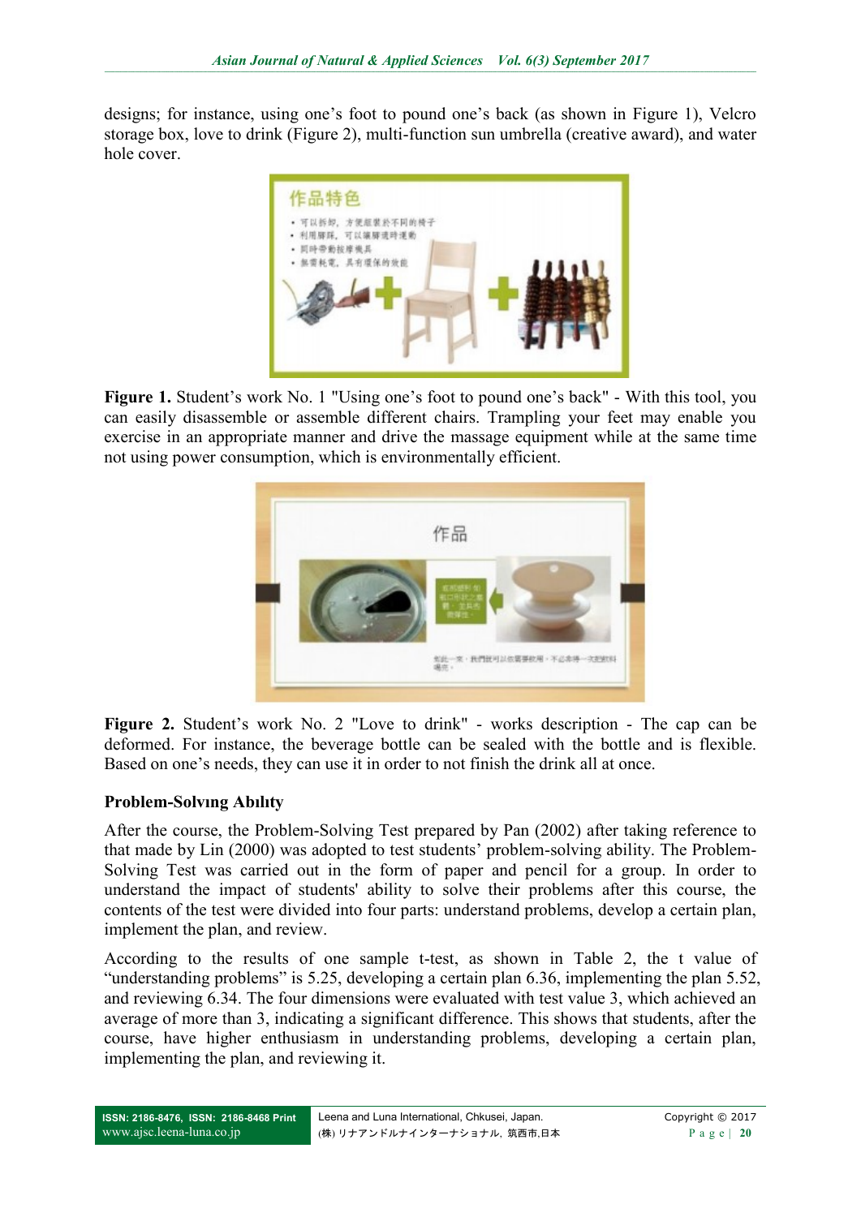designs; for instance, using one's foot to pound one's back (as shown in Figure 1), Velcro storage box, love to drink (Figure 2), multi-function sun umbrella (creative award), and water hole cover.

**Figure 1.** Student's work No. 1 "Using one's foot to pound one's back" - With this tool, you can easily disassemble or assemble different chairs. Trampling your feet may enable you exercise in an appropriate manner and drive the massage equipment while at the same time not using power consumption, which is environmentally efficient.

**Figure 2.** Student's work No. 2 "Love to drink" - works description - The cap can be deformed. For instance, the beverage bottle can be sealed with the bottle and is flexible. Based on one's needs, they can use it in order to not finish the drink all at once.

### Problem-Solving Ability

After the course, the Problem-Solving Test prepared by Pan (2002) after taking reference to that made by Lin (2000) was adopted to test students' problem-solving ability. The Problem-Solving Test was carried out in the form of paper and pencil for a group. In order to understand the impact of students' ability to solve their problems after this course, the contents of the test were divided into four parts: understand problems, develop a certain plan, implement the plan, and review.

According to the results of one sample t-test, as shown in Table 2, the t value of "understanding problems" is 5.25, developing a certain plan 6.36, implementing the plan 5.52, and reviewing 6.34. The four dimensions were evaluated with test value 3, which achieved an average of more than 3, indicating a significant difference. This shows that students, after the course, have higher enthusiasm in understanding problems, developing a certain plan, implementing the plan, and reviewing it.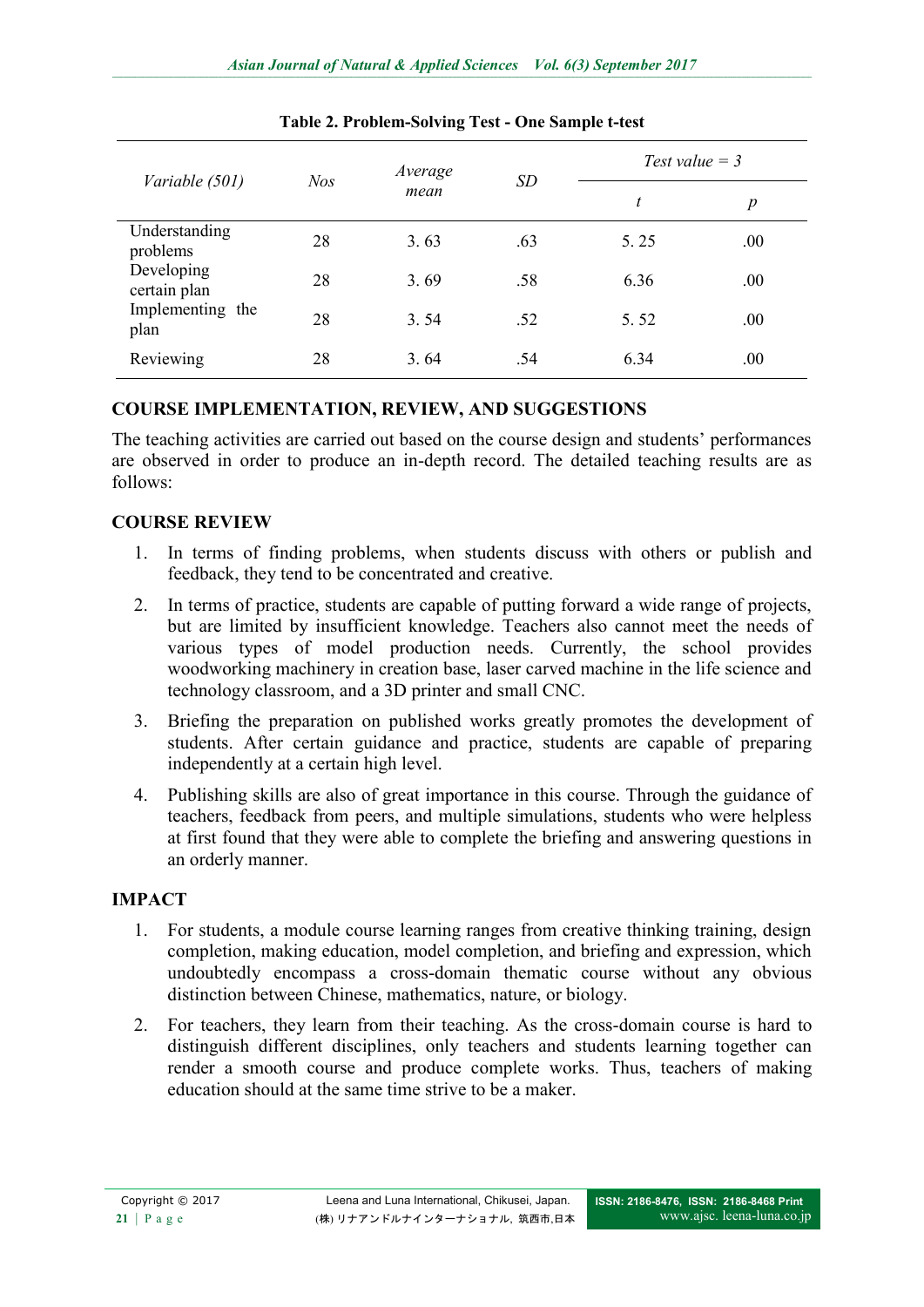**Table 2. Problem-Solving Test - One Sample t-test**

| *Variable (501)* | *Nos* | *Average mean* | *SD* | *Test value = 3* | |
|---|---|---|---|---|---|
| | | | | *t* | *p* |
| Understanding problems | 28 | 3. 63 | .63 | 5. 25 | .00 |
| Developing certain plan | 28 | 3. 69 | .58 | 6.36 | .00 |
| Implementing the plan | 28 | 3. 54 | .52 | 5. 52 | .00 |
| Reviewing | 28 | 3. 64 | .54 | 6.34 | .00 |

## COURSE IMPLEMENTATION, REVIEW, AND SUGGESTIONS

The teaching activities are carried out based on the course design and students' performances are observed in order to produce an in-depth record. The detailed teaching results are as follows:

## COURSE REVIEW

1. In terms of finding problems, when students discuss with others or publish and feedback, they tend to be concentrated and creative.
2. In terms of practice, students are capable of putting forward a wide range of projects, but are limited by insufficient knowledge. Teachers also cannot meet the needs of various types of model production needs. Currently, the school provides woodworking machinery in creation base, laser carved machine in the life science and technology classroom, and a 3D printer and small CNC.
3. Briefing the preparation on published works greatly promotes the development of students. After certain guidance and practice, students are capable of preparing independently at a certain high level.
4. Publishing skills are also of great importance in this course. Through the guidance of teachers, feedback from peers, and multiple simulations, students who were helpless at first found that they were able to complete the briefing and answering questions in an orderly manner.

## IMPACT

1. For students, a module course learning ranges from creative thinking training, design completion, making education, model completion, and briefing and expression, which undoubtedly encompass a cross-domain thematic course without any obvious distinction between Chinese, mathematics, nature, or biology.
2. For teachers, they learn from their teaching. As the cross-domain course is hard to distinguish different disciplines, only teachers and students learning together can render a smooth course and produce complete works. Thus, teachers of making education should at the same time strive to be a maker.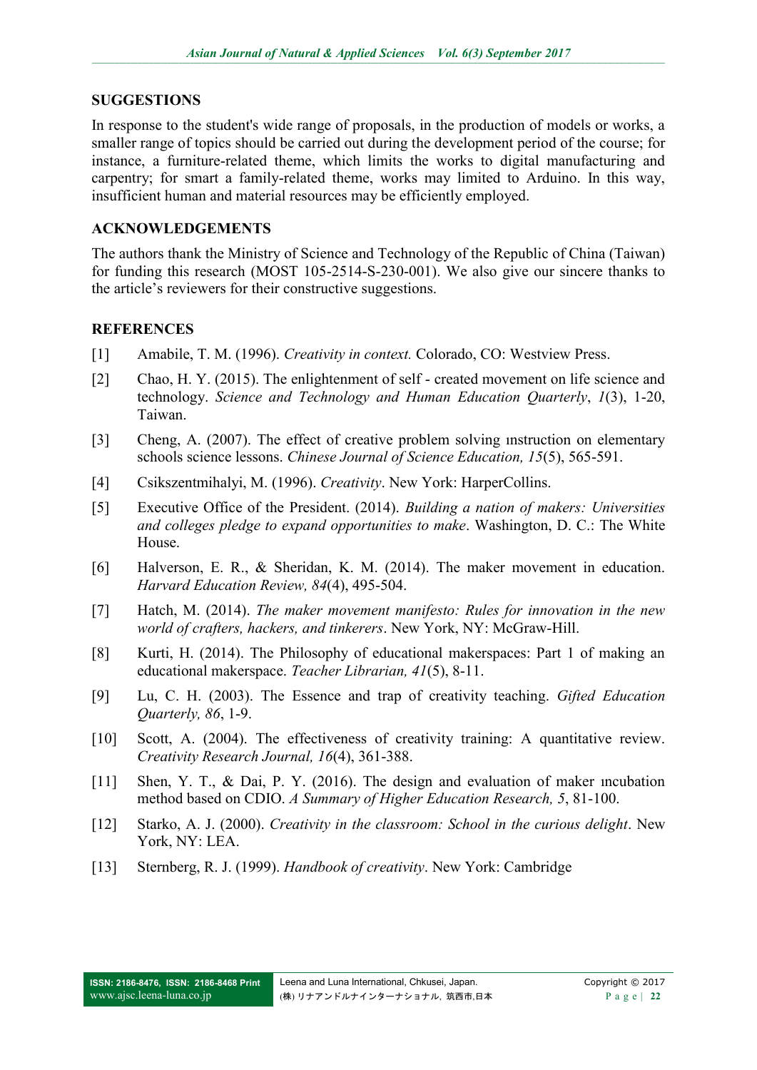## SUGGESTIONS

In response to the student's wide range of proposals, in the production of models or works, a smaller range of topics should be carried out during the development period of the course; for instance, a furniture-related theme, which limits the works to digital manufacturing and carpentry; for smart a family-related theme, works may limited to Arduino. In this way, insufficient human and material resources may be efficiently employed.

## ACKNOWLEDGEMENTS

The authors thank the Ministry of Science and Technology of the Republic of China (Taiwan) for funding this research (MOST 105-2514-S-230-001). We also give our sincere thanks to the article's reviewers for their constructive suggestions.

## REFERENCES

[1] Amabile, T. M. (1996). *Creativity in context.* Colorado, CO: Westview Press.

[2] Chao, H. Y. (2015). The enlightenment of self - created movement on life science and technology. *Science and Technology and Human Education Quarterly*, *1*(3), 1-20, Taiwan.

[3] Cheng, A. (2007). The effect of creative problem solving ınstruction on elementary schools science lessons. *Chinese Journal of Science Education, 15*(5), 565-591.

[4] Csikszentmihalyi, M. (1996). *Creativity*. New York: HarperCollins.

[5] Executive Office of the President. (2014). *Building a nation of makers: Universities and colleges pledge to expand opportunities to make*. Washington, D. C.: The White House.

[6] Halverson, E. R., & Sheridan, K. M. (2014). The maker movement in education. *Harvard Education Review, 84*(4), 495-504.

[7] Hatch, M. (2014). *The maker movement manifesto: Rules for innovation in the new world of crafters, hackers, and tinkerers*. New York, NY: McGraw-Hill.

[8] Kurti, H. (2014). The Philosophy of educational makerspaces: Part 1 of making an educational makerspace. *Teacher Librarian, 41*(5), 8-11.

[9] Lu, C. H. (2003). The Essence and trap of creativity teaching. *Gifted Education Quarterly, 86*, 1-9.

[10] Scott, A. (2004). The effectiveness of creativity training: A quantitative review. *Creativity Research Journal, 16*(4), 361-388.

[11] Shen, Y. T., & Dai, P. Y. (2016). The design and evaluation of maker ıncubation method based on CDIO. *A Summary of Higher Education Research, 5*, 81-100.

[12] Starko, A. J. (2000). *Creativity in the classroom: School in the curious delight*. New York, NY: LEA.

[13] Sternberg, R. J. (1999). *Handbook of creativity*. New York: Cambridge